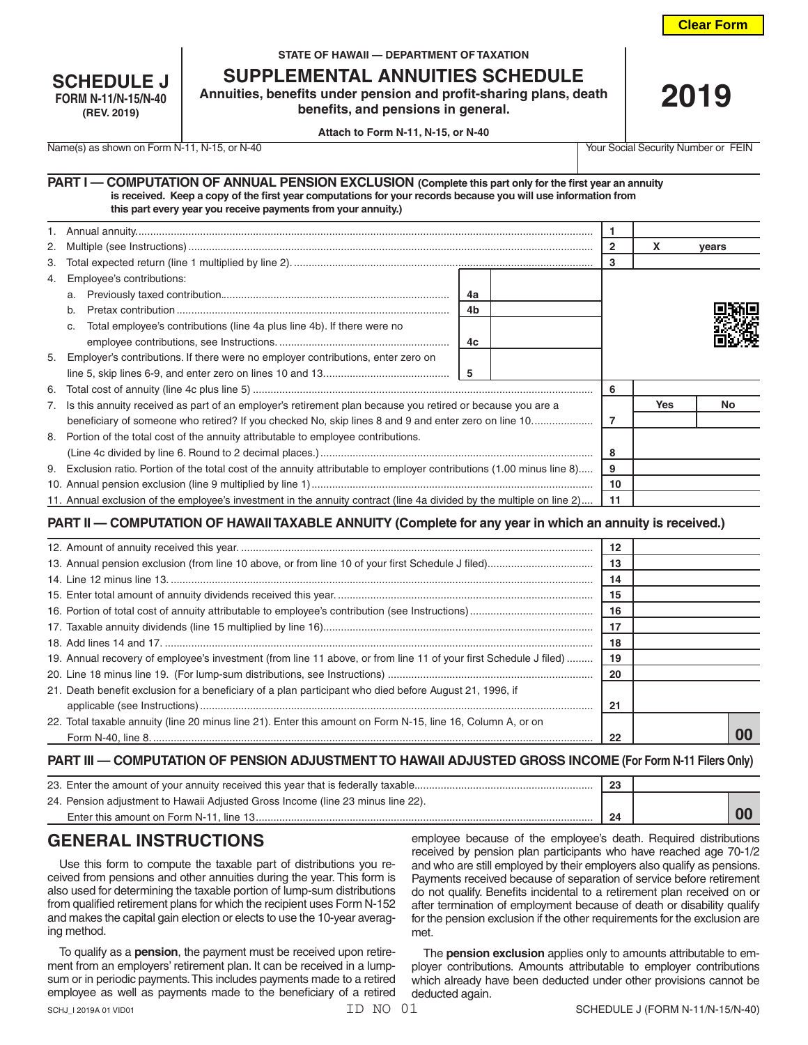**STATE OF HAWAII — DEPARTMENT OF TAXATION**

# SCHEDULE J
**FORM N-11/N-15/N-40**
**(REV. 2019)**

# SUPPLEMENTAL ANNUITIES SCHEDULE

**Annuities, benefits under pension and profit-sharing plans, death benefits, and pensions in general.**

**Attach to Form N-11, N-15, or N-40**

# 2019

Name(s) as shown on Form N-11, N-15, or N-40 | Your Social Security Number or FEIN

## PART I — COMPUTATION OF ANNUAL PENSION EXCLUSION (Complete this part only for the first year an annuity is received. Keep a copy of the first year computations for your records because you will use information from this part every year you receive payments from your annuity.)

| Line | Description | | | Line | Amount |
|---|---|---|---|---|---|
| 1. | Annual annuity | | | 1 | |
| 2. | Multiple (see Instructions) | | | 2 | X years |
| 3. | Total expected return (line 1 multiplied by line 2) | | | 3 | |
| 4. | Employee's contributions: | | | | |
| | a. Previously taxed contribution | 4a | | | |
| | b. Pretax contribution | 4b | | | |
| | c. Total employee's contributions (line 4a plus line 4b). If there were no employee contributions, see Instructions. | 4c | | | |
| 5. | Employer's contributions. If there were no employer contributions, enter zero on line 5, skip lines 6-9, and enter zero on lines 10 and 13 | 5 | | | |
| 6. | Total cost of annuity (line 4c plus line 5) | | | 6 | |
| 7. | Is this annuity received as part of an employer's retirement plan because you retired or because you are a beneficiary of someone who retired? If you checked No, skip lines 8 and 9 and enter zero on line 10 | | | 7 | Yes / No |
| 8. | Portion of the total cost of the annuity attributable to employee contributions. (Line 4c divided by line 6. Round to 2 decimal places.) | | | 8 | |
| 9. | Exclusion ratio. Portion of the total cost of the annuity attributable to employer contributions (1.00 minus line 8) | | | 9 | |
| 10. | Annual pension exclusion (line 9 multiplied by line 1) | | | 10 | |
| 11. | Annual exclusion of the employee's investment in the annuity contract (line 4a divided by the multiple on line 2) | | | 11 | |

## PART II — COMPUTATION OF HAWAII TAXABLE ANNUITY (Complete for any year in which an annuity is received.)

| Line | Description | Line | Amount |
|---|---|---|---|
| 12. | Amount of annuity received this year. | 12 | |
| 13. | Annual pension exclusion (from line 10 above, or from line 10 of your first Schedule J filed) | 13 | |
| 14. | Line 12 minus line 13. | 14 | |
| 15. | Enter total amount of annuity dividends received this year. | 15 | |
| 16. | Portion of total cost of annuity attributable to employee's contribution (see Instructions) | 16 | |
| 17. | Taxable annuity dividends (line 15 multiplied by line 16) | 17 | |
| 18. | Add lines 14 and 17. | 18 | |
| 19. | Annual recovery of employee's investment (from line 11 above, or from line 11 of your first Schedule J filed) | 19 | |
| 20. | Line 18 minus line 19. (For lump-sum distributions, see Instructions) | 20 | |
| 21. | Death benefit exclusion for a beneficiary of a plan participant who died before August 21, 1996, if applicable (see Instructions) | 21 | |
| 22. | Total taxable annuity (line 20 minus line 21). Enter this amount on Form N-15, line 16, Column A, or on Form N-40, line 8. | 22 | 00 |

## PART III — COMPUTATION OF PENSION ADJUSTMENT TO HAWAII ADJUSTED GROSS INCOME (For Form N-11 Filers Only)

| Line | Description | Line | Amount |
|---|---|---|---|
| 23. | Enter the amount of your annuity received this year that is federally taxable | 23 | |
| 24. | Pension adjustment to Hawaii Adjusted Gross Income (line 23 minus line 22). Enter this amount on Form N-11, line 13 | 24 | 00 |

## GENERAL INSTRUCTIONS

Use this form to compute the taxable part of distributions you received from pensions and other annuities during the year. This form is also used for determining the taxable portion of lump-sum distributions from qualified retirement plans for which the recipient uses Form N-152 and makes the capital gain election or elects to use the 10-year averaging method.

To qualify as a **pension**, the payment must be received upon retirement from an employers' retirement plan. It can be received in a lump-sum or in periodic payments. This includes payments made to a retired employee as well as payments made to the beneficiary of a retired employee because of the employee's death. Required distributions received by pension plan participants who have reached age 70-1/2 and who are still employed by their employers also qualify as pensions. Payments received because of separation of service before retirement do not qualify. Benefits incidental to a retirement plan received on or after termination of employment because of death or disability qualify for the pension exclusion if the other requirements for the exclusion are met.

The **pension exclusion** applies only to amounts attributable to employer contributions. Amounts attributable to employer contributions which already have been deducted under other provisions cannot be deducted again.

SCHJ_I 2019A 01 VID01 ID NO 01 SCHEDULE J (FORM N-11/N-15/N-40)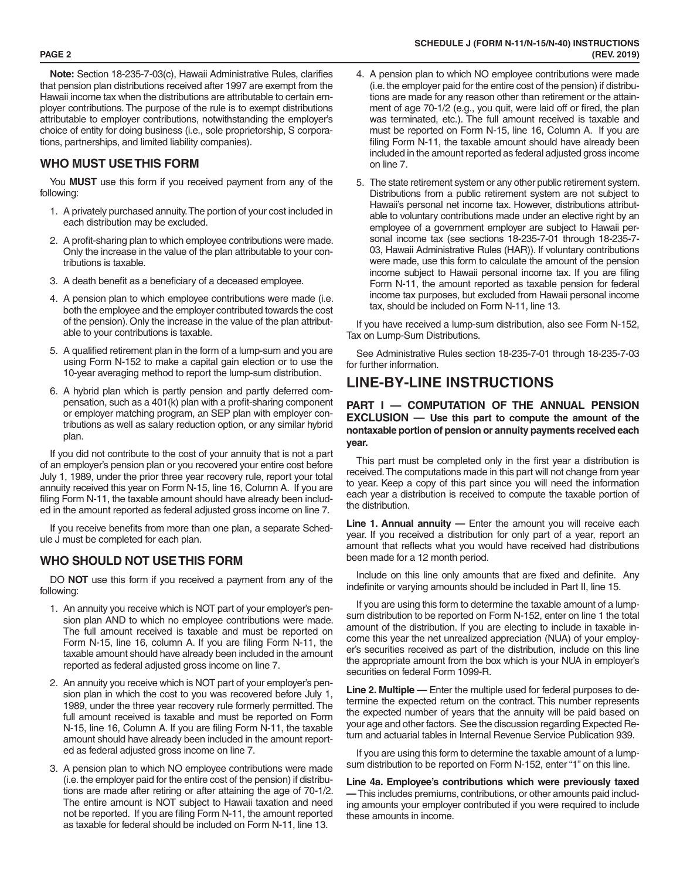**Note:** Section 18-235-7-03(c), Hawaii Administrative Rules, clarifies that pension plan distributions received after 1997 are exempt from the Hawaii income tax when the distributions are attributable to certain employer contributions. The purpose of the rule is to exempt distributions attributable to employer contributions, notwithstanding the employer's choice of entity for doing business (i.e., sole proprietorship, S corporations, partnerships, and limited liability companies).

## WHO MUST USE THIS FORM

You **MUST** use this form if you received payment from any of the following:

1. A privately purchased annuity. The portion of your cost included in each distribution may be excluded.
2. A profit-sharing plan to which employee contributions were made. Only the increase in the value of the plan attributable to your contributions is taxable.
3. A death benefit as a beneficiary of a deceased employee.
4. A pension plan to which employee contributions were made (i.e. both the employee and the employer contributed towards the cost of the pension). Only the increase in the value of the plan attributable to your contributions is taxable.
5. A qualified retirement plan in the form of a lump-sum and you are using Form N-152 to make a capital gain election or to use the 10-year averaging method to report the lump-sum distribution.
6. A hybrid plan which is partly pension and partly deferred compensation, such as a 401(k) plan with a profit-sharing component or employer matching program, an SEP plan with employer contributions as well as salary reduction option, or any similar hybrid plan.

If you did not contribute to the cost of your annuity that is not a part of an employer's pension plan or you recovered your entire cost before July 1, 1989, under the prior three year recovery rule, report your total annuity received this year on Form N-15, line 16, Column A. If you are filing Form N-11, the taxable amount should have already been included in the amount reported as federal adjusted gross income on line 7.

If you receive benefits from more than one plan, a separate Schedule J must be completed for each plan.

## WHO SHOULD NOT USE THIS FORM

DO **NOT** use this form if you received a payment from any of the following:

1. An annuity you receive which is NOT part of your employer's pension plan AND to which no employee contributions were made. The full amount received is taxable and must be reported on Form N-15, line 16, column A. If you are filing Form N-11, the taxable amount should have already been included in the amount reported as federal adjusted gross income on line 7.
2. An annuity you receive which is NOT part of your employer's pension plan in which the cost to you was recovered before July 1, 1989, under the three year recovery rule formerly permitted. The full amount received is taxable and must be reported on Form N-15, line 16, Column A. If you are filing Form N-11, the taxable amount should have already been included in the amount reported as federal adjusted gross income on line 7.
3. A pension plan to which NO employee contributions were made (i.e. the employer paid for the entire cost of the pension) if distributions are made after retiring or after attaining the age of 70-1/2. The entire amount is NOT subject to Hawaii taxation and need not be reported. If you are filing Form N-11, the amount reported as taxable for federal should be included on Form N-11, line 13.
4. A pension plan to which NO employee contributions were made (i.e. the employer paid for the entire cost of the pension) if distributions are made for any reason other than retirement or the attainment of age 70-1/2 (e.g., you quit, were laid off or fired, the plan was terminated, etc.). The full amount received is taxable and must be reported on Form N-15, line 16, Column A. If you are filing Form N-11, the taxable amount should have already been included in the amount reported as federal adjusted gross income on line 7.
5. The state retirement system or any other public retirement system. Distributions from a public retirement system are not subject to Hawaii's personal net income tax. However, distributions attributable to voluntary contributions made under an elective right by an employee of a government employer are subject to Hawaii personal income tax (see sections 18-235-7-01 through 18-235-7-03, Hawaii Administrative Rules (HAR)). If voluntary contributions were made, use this form to calculate the amount of the pension income subject to Hawaii personal income tax. If you are filing Form N-11, the amount reported as taxable pension for federal income tax purposes, but excluded from Hawaii personal income tax, should be included on Form N-11, line 13.

If you have received a lump-sum distribution, also see Form N-152, Tax on Lump-Sum Distributions.

See Administrative Rules section 18-235-7-01 through 18-235-7-03 for further information.

# LINE-BY-LINE INSTRUCTIONS

### PART I — COMPUTATION OF THE ANNUAL PENSION EXCLUSION — Use this part to compute the amount of the nontaxable portion of pension or annuity payments received each year.

This part must be completed only in the first year a distribution is received. The computations made in this part will not change from year to year. Keep a copy of this part since you will need the information each year a distribution is received to compute the taxable portion of the distribution.

**Line 1. Annual annuity —** Enter the amount you will receive each year. If you received a distribution for only part of a year, report an amount that reflects what you would have received had distributions been made for a 12 month period.

Include on this line only amounts that are fixed and definite. Any indefinite or varying amounts should be included in Part II, line 15.

If you are using this form to determine the taxable amount of a lump-sum distribution to be reported on Form N-152, enter on line 1 the total amount of the distribution. If you are electing to include in taxable income this year the net unrealized appreciation (NUA) of your employer's securities received as part of the distribution, include on this line the appropriate amount from the box which is your NUA in employer's securities on federal Form 1099-R.

**Line 2. Multiple —** Enter the multiple used for federal purposes to determine the expected return on the contract. This number represents the expected number of years that the annuity will be paid based on your age and other factors. See the discussion regarding Expected Return and actuarial tables in Internal Revenue Service Publication 939.

If you are using this form to determine the taxable amount of a lump-sum distribution to be reported on Form N-152, enter "1" on this line.

**Line 4a. Employee's contributions which were previously taxed —** This includes premiums, contributions, or other amounts paid including amounts your employer contributed if you were required to include these amounts in income.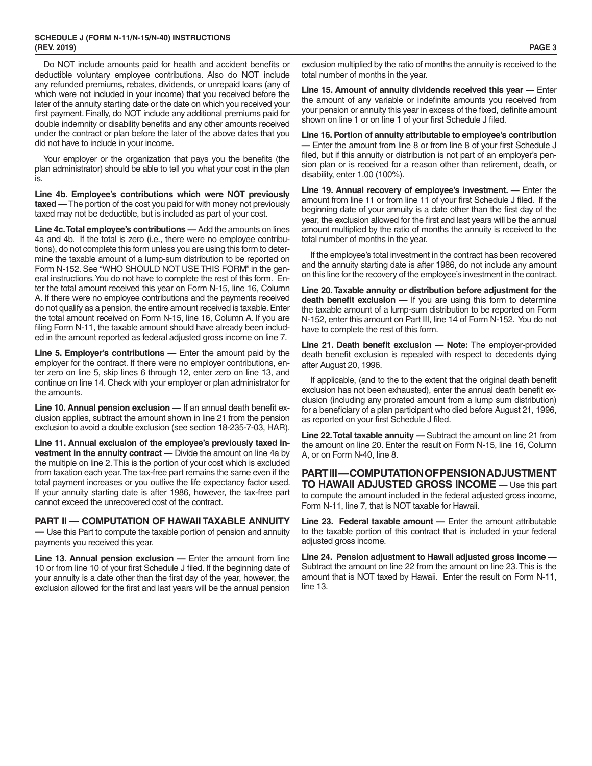Do NOT include amounts paid for health and accident benefits or deductible voluntary employee contributions. Also do NOT include any refunded premiums, rebates, dividends, or unrepaid loans (any of which were not included in your income) that you received before the later of the annuity starting date or the date on which you received your first payment. Finally, do NOT include any additional premiums paid for double indemnity or disability benefits and any other amounts received under the contract or plan before the later of the above dates that you did not have to include in your income.

Your employer or the organization that pays you the benefits (the plan administrator) should be able to tell you what your cost in the plan is.

**Line 4b. Employee's contributions which were NOT previously taxed —** The portion of the cost you paid for with money not previously taxed may not be deductible, but is included as part of your cost.

**Line 4c. Total employee's contributions —** Add the amounts on lines 4a and 4b. If the total is zero (i.e., there were no employee contributions), do not complete this form unless you are using this form to determine the taxable amount of a lump-sum distribution to be reported on Form N-152. See "WHO SHOULD NOT USE THIS FORM" in the general instructions. You do not have to complete the rest of this form. Enter the total amount received this year on Form N-15, line 16, Column A. If there were no employee contributions and the payments received do not qualify as a pension, the entire amount received is taxable. Enter the total amount received on Form N-15, line 16, Column A. If you are filing Form N-11, the taxable amount should have already been included in the amount reported as federal adjusted gross income on line 7.

**Line 5. Employer's contributions —** Enter the amount paid by the employer for the contract. If there were no employer contributions, enter zero on line 5, skip lines 6 through 12, enter zero on line 13, and continue on line 14. Check with your employer or plan administrator for the amounts.

**Line 10. Annual pension exclusion —** If an annual death benefit exclusion applies, subtract the amount shown in line 21 from the pension exclusion to avoid a double exclusion (see section 18-235-7-03, HAR).

**Line 11. Annual exclusion of the employee's previously taxed investment in the annuity contract —** Divide the amount on line 4a by the multiple on line 2. This is the portion of your cost which is excluded from taxation each year. The tax-free part remains the same even if the total payment increases or you outlive the life expectancy factor used. If your annuity starting date is after 1986, however, the tax-free part cannot exceed the unrecovered cost of the contract.

## PART II — COMPUTATION OF HAWAII TAXABLE ANNUITY

**—** Use this Part to compute the taxable portion of pension and annuity payments you received this year.

**Line 13. Annual pension exclusion —** Enter the amount from line 10 or from line 10 of your first Schedule J filed. If the beginning date of your annuity is a date other than the first day of the year, however, the exclusion allowed for the first and last years will be the annual pension exclusion multiplied by the ratio of months the annuity is received to the total number of months in the year.

**Line 15. Amount of annuity dividends received this year —** Enter the amount of any variable or indefinite amounts you received from your pension or annuity this year in excess of the fixed, definite amount shown on line 1 or on line 1 of your first Schedule J filed.

**Line 16. Portion of annuity attributable to employee's contribution —** Enter the amount from line 8 or from line 8 of your first Schedule J filed, but if this annuity or distribution is not part of an employer's pension plan or is received for a reason other than retirement, death, or disability, enter 1.00 (100%).

**Line 19. Annual recovery of employee's investment. —** Enter the amount from line 11 or from line 11 of your first Schedule J filed. If the beginning date of your annuity is a date other than the first day of the year, the exclusion allowed for the first and last years will be the annual amount multiplied by the ratio of months the annuity is received to the total number of months in the year.

If the employee's total investment in the contract has been recovered and the annuity starting date is after 1986, do not include any amount on this line for the recovery of the employee's investment in the contract.

**Line 20. Taxable annuity or distribution before adjustment for the death benefit exclusion —** If you are using this form to determine the taxable amount of a lump-sum distribution to be reported on Form N-152, enter this amount on Part III, line 14 of Form N-152. You do not have to complete the rest of this form.

**Line 21. Death benefit exclusion — Note:** The employer-provided death benefit exclusion is repealed with respect to decedents dying after August 20, 1996.

If applicable, (and to the to the extent that the original death benefit exclusion has not been exhausted), enter the annual death benefit exclusion (including any prorated amount from a lump sum distribution) for a beneficiary of a plan participant who died before August 21, 1996, as reported on your first Schedule J filed.

**Line 22. Total taxable annuity —** Subtract the amount on line 21 from the amount on line 20. Enter the result on Form N-15, line 16, Column A, or on Form N-40, line 8.

## PART III — COMPUTATION OF PENSION ADJUSTMENT TO HAWAII ADJUSTED GROSS INCOME

— Use this part to compute the amount included in the federal adjusted gross income, Form N-11, line 7, that is NOT taxable for Hawaii.

**Line 23. Federal taxable amount —** Enter the amount attributable to the taxable portion of this contract that is included in your federal adjusted gross income.

**Line 24. Pension adjustment to Hawaii adjusted gross income —** Subtract the amount on line 22 from the amount on line 23. This is the amount that is NOT taxed by Hawaii. Enter the result on Form N-11, line 13.